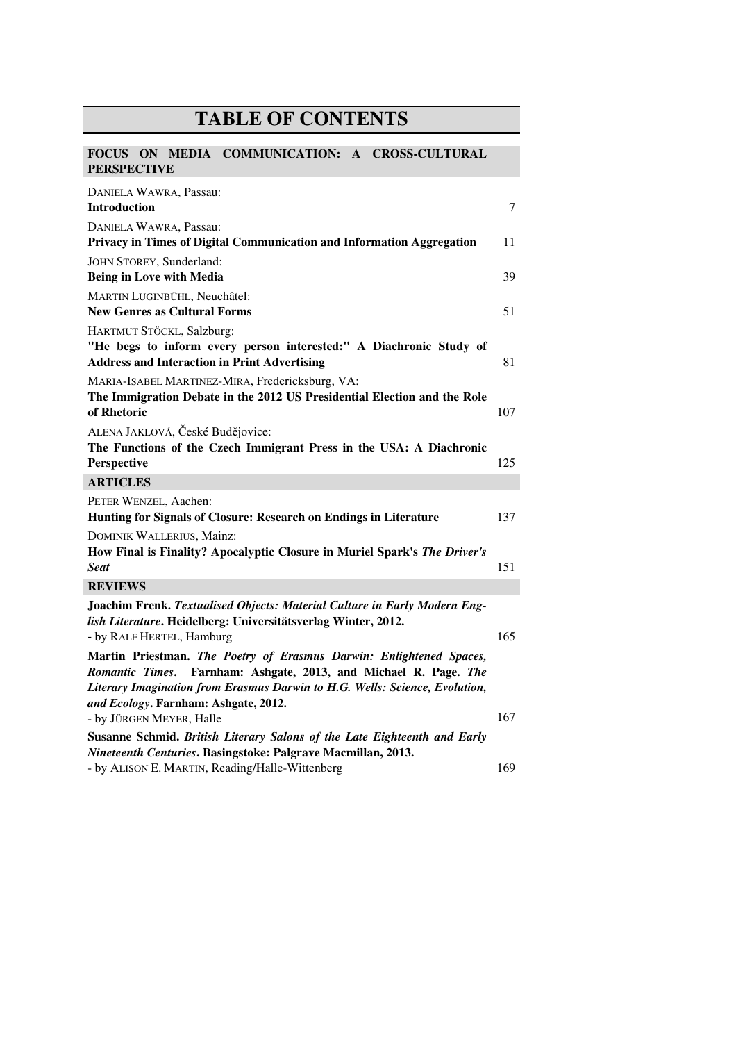# TABLE OF CONTENTS

## FOCUS ON MEDIA COMMUNICATION: A CROSS-CULTURAL PERSPECTIVE

DANIELA WAWRA, Passau:
**Introduction** 7

DANIELA WAWRA, Passau:
**Privacy in Times of Digital Communication and Information Aggregation** 11

JOHN STOREY, Sunderland:
**Being in Love with Media** 39

MARTIN LUGINBÜHL, Neuchâtel:
**New Genres as Cultural Forms** 51

HARTMUT STÖCKL, Salzburg:
**"He begs to inform every person interested:" A Diachronic Study of Address and Interaction in Print Advertising** 81

MARIA-ISABEL MARTINEZ-MIRA, Fredericksburg, VA:
**The Immigration Debate in the 2012 US Presidential Election and the Role of Rhetoric** 107

ALENA JAKLOVÁ, České Budějovice:
**The Functions of the Czech Immigrant Press in the USA: A Diachronic Perspective** 125

## ARTICLES

PETER WENZEL, Aachen:
**Hunting for Signals of Closure: Research on Endings in Literature** 137

DOMINIK WALLERIUS, Mainz:
**How Final is Finality? Apocalyptic Closure in Muriel Spark's *The Driver's Seat*** 151

## REVIEWS

**Joachim Frenk. *Textualised Objects: Material Culture in Early Modern English Literature*. Heidelberg: Universitätsverlag Winter, 2012.**
**-** by RALF HERTEL, Hamburg 165

**Martin Priestman. *The Poetry of Erasmus Darwin: Enlightened Spaces, Romantic Times*. Farnham: Ashgate, 2013, and Michael R. Page. *The Literary Imagination from Erasmus Darwin to H.G. Wells: Science, Evolution, and Ecology*. Farnham: Ashgate, 2012.**
- by JÜRGEN MEYER, Halle 167

**Susanne Schmid. *British Literary Salons of the Late Eighteenth and Early Nineteenth Centuries*. Basingstoke: Palgrave Macmillan, 2013.**
- by ALISON E. MARTIN, Reading/Halle-Wittenberg 169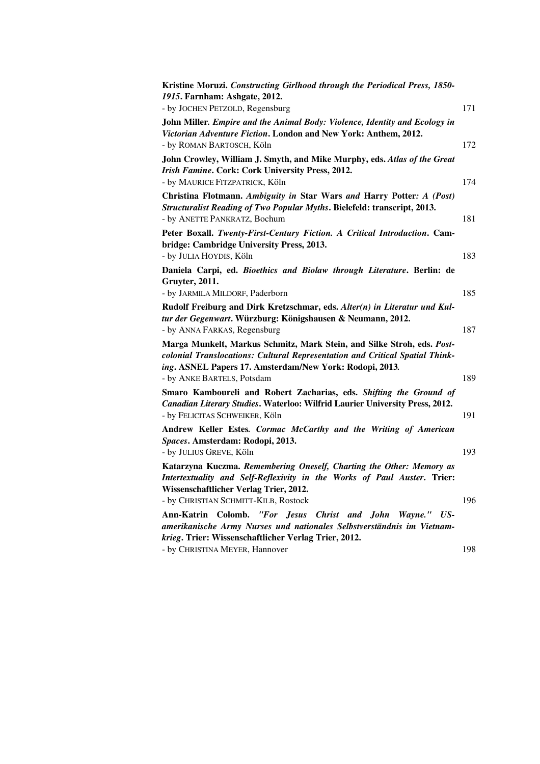**Kristine Moruzi.** ***Constructing Girlhood through the Periodical Press, 1850-1915*****. Farnham: Ashgate, 2012.**
- by JOCHEN PETZOLD, Regensburg 171

**John Miller.** ***Empire and the Animal Body: Violence, Identity and Ecology in Victorian Adventure Fiction*****. London and New York: Anthem, 2012.**
- by ROMAN BARTOSCH, Köln 172

**John Crowley, William J. Smyth, and Mike Murphy, eds.** ***Atlas of the Great Irish Famine*****. Cork: Cork University Press, 2012.**
- by MAURICE FITZPATRICK, Köln 174

**Christina Flotmann.** ***Ambiguity in*** **Star Wars** ***and*** **Harry Potter*****: A (Post) Structuralist Reading of Two Popular Myths*****. Bielefeld: transcript, 2013.**
- by ANETTE PANKRATZ, Bochum 181

**Peter Boxall.** ***Twenty-First-Century Fiction. A Critical Introduction*****. Cambridge: Cambridge University Press, 2013.**
- by JULIA HOYDIS, Köln 183

**Daniela Carpi, ed.** ***Bioethics and Biolaw through Literature*****. Berlin: de Gruyter, 2011.**
- by JARMILA MILDORF, Paderborn 185

**Rudolf Freiburg and Dirk Kretzschmar, eds.** ***Alter(n) in Literatur und Kultur der Gegenwart*****. Würzburg: Königshausen & Neumann, 2012.**
- by ANNA FARKAS, Regensburg 187

**Marga Munkelt, Markus Schmitz, Mark Stein, and Silke Stroh, eds.** ***Postcolonial Translocations: Cultural Representation and Critical Spatial Thinking*****. ASNEL Papers 17. Amsterdam/New York: Rodopi, 2013.**
- by ANKE BARTELS, Potsdam 189

**Smaro Kamboureli and Robert Zacharias, eds.** ***Shifting the Ground of Canadian Literary Studies*****. Waterloo: Wilfrid Laurier University Press, 2012.**
- by FELICITAS SCHWEIKER, Köln 191

**Andrew Keller Estes.** ***Cormac McCarthy and the Writing of American Spaces*****. Amsterdam: Rodopi, 2013.**
- by JULIUS GREVE, Köln 193

**Katarzyna Kuczma.** ***Remembering Oneself, Charting the Other: Memory as Intertextuality and Self-Reflexivity in the Works of Paul Auster*****. Trier: Wissenschaftlicher Verlag Trier, 2012.**
- by CHRISTIAN SCHMITT-KILB, Rostock 196

**Ann-Katrin Colomb.** ***"For Jesus Christ and John Wayne." US-amerikanische Army Nurses und nationales Selbstverständnis im Vietnamkrieg*****. Trier: Wissenschaftlicher Verlag Trier, 2012.**
- by CHRISTINA MEYER, Hannover 198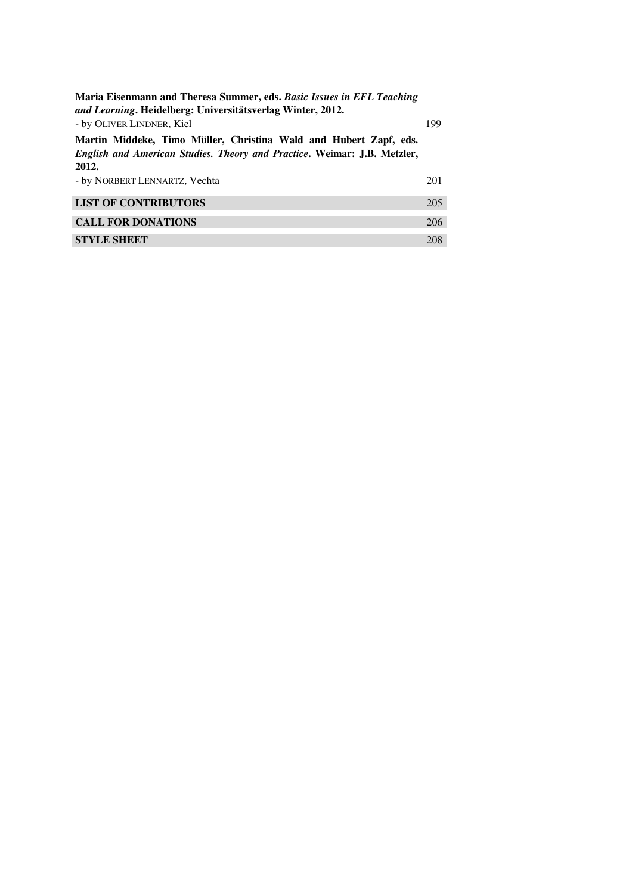**Maria Eisenmann and Theresa Summer, eds. *Basic Issues in EFL Teaching and Learning*. Heidelberg: Universitätsverlag Winter, 2012.**
- by OLIVER LINDNER, Kiel 199

**Martin Middeke, Timo Müller, Christina Wald and Hubert Zapf, eds. *English and American Studies. Theory and Practice*. Weimar: J.B. Metzler, 2012.**
- by NORBERT LENNARTZ, Vechta 201

**LIST OF CONTRIBUTORS** 205

**CALL FOR DONATIONS** 206

**STYLE SHEET** 208